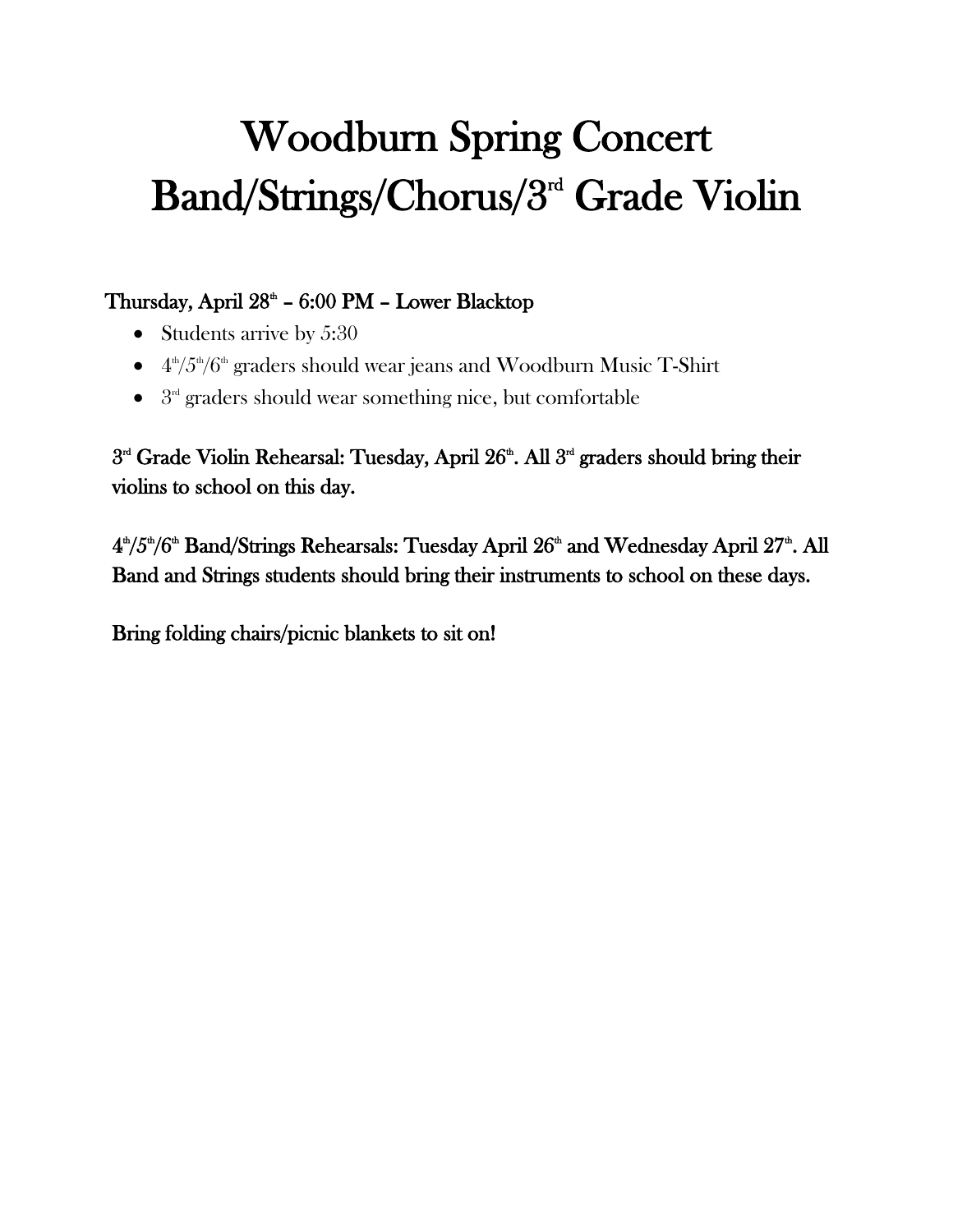# Woodburn Spring Concert
# Band/Strings/Chorus/3rd Grade Violin

**Thursday, April 28th – 6:00 PM – Lower Blacktop**

- Students arrive by 5:30
- 4th/5th/6th graders should wear jeans and Woodburn Music T-Shirt
- 3rd graders should wear something nice, but comfortable

**3rd Grade Violin Rehearsal: Tuesday, April 26th. All 3rd graders should bring their violins to school on this day.**

**4th/5th/6th Band/Strings Rehearsals: Tuesday April 26th and Wednesday April 27th. All Band and Strings students should bring their instruments to school on these days.**

**Bring folding chairs/picnic blankets to sit on!**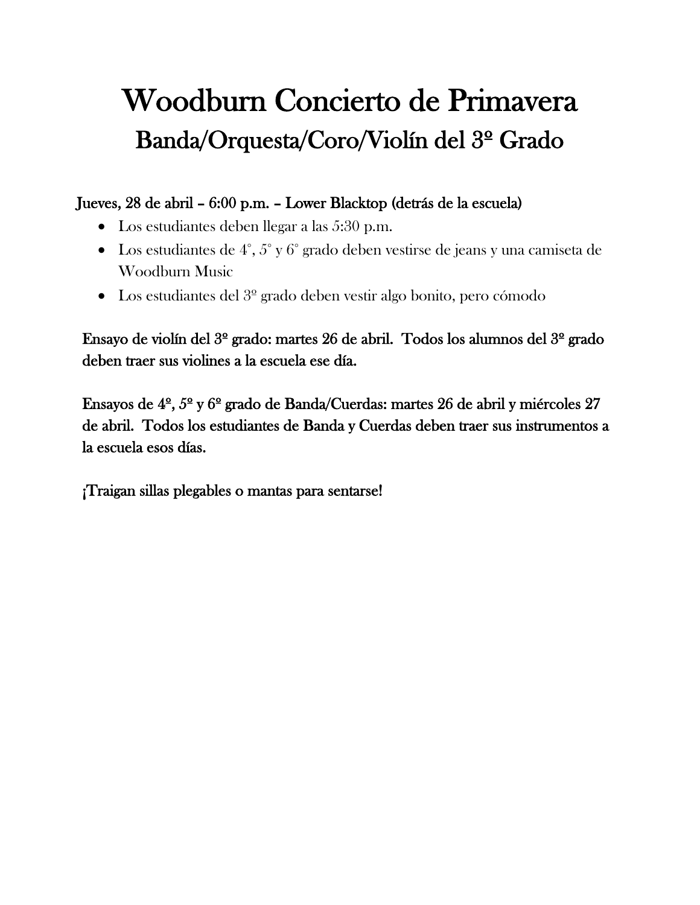# Woodburn Concierto de Primavera

## Banda/Orquesta/Coro/Violín del 3º Grado

**Jueves, 28 de abril – 6:00 p.m. – Lower Blacktop (detrás de la escuela)**

- Los estudiantes deben llegar a las 5:30 p.m.
- Los estudiantes de 4°, 5° y 6° grado deben vestirse de jeans y una camiseta de Woodburn Music
- Los estudiantes del 3º grado deben vestir algo bonito, pero cómodo

**Ensayo de violín del 3º grado: martes 26 de abril. Todos los alumnos del 3º grado deben traer sus violines a la escuela ese día.**

**Ensayos de 4º, 5º y 6º grado de Banda/Cuerdas: martes 26 de abril y miércoles 27 de abril. Todos los estudiantes de Banda y Cuerdas deben traer sus instrumentos a la escuela esos días.**

**¡Traigan sillas plegables o mantas para sentarse!**